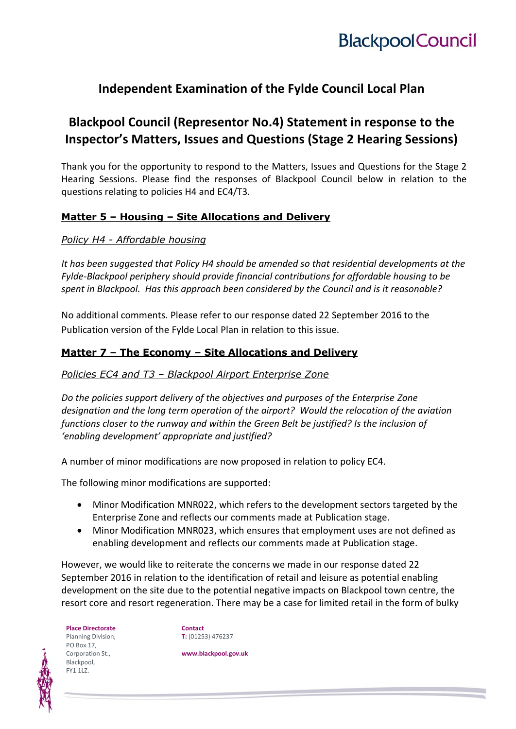# Independent Examination of the Fylde Council Local Plan

## Blackpool Council (Representor No.4) Statement in response to the Inspector's Matters, Issues and Questions (Stage 2 Hearing Sessions)

Thank you for the opportunity to respond to the Matters, Issues and Questions for the Stage 2 Hearing Sessions. Please find the responses of Blackpool Council below in relation to the questions relating to policies H4 and EC4/T3.

### Matter 5 – Housing – Site Allocations and Delivery

*Policy H4 - Affordable housing*

*It has been suggested that Policy H4 should be amended so that residential developments at the Fylde-Blackpool periphery should provide financial contributions for affordable housing to be spent in Blackpool. Has this approach been considered by the Council and is it reasonable?*

No additional comments. Please refer to our response dated 22 September 2016 to the Publication version of the Fylde Local Plan in relation to this issue.

### Matter 7 – The Economy – Site Allocations and Delivery

*Policies EC4 and T3 – Blackpool Airport Enterprise Zone*

*Do the policies support delivery of the objectives and purposes of the Enterprise Zone designation and the long term operation of the airport? Would the relocation of the aviation functions closer to the runway and within the Green Belt be justified? Is the inclusion of 'enabling development' appropriate and justified?*

A number of minor modifications are now proposed in relation to policy EC4.

The following minor modifications are supported:

- Minor Modification MNR022, which refers to the development sectors targeted by the Enterprise Zone and reflects our comments made at Publication stage.
- Minor Modification MNR023, which ensures that employment uses are not defined as enabling development and reflects our comments made at Publication stage.

However, we would like to reiterate the concerns we made in our response dated 22 September 2016 in relation to the identification of retail and leisure as potential enabling development on the site due to the potential negative impacts on Blackpool town centre, the resort core and resort regeneration. There may be a case for limited retail in the form of bulky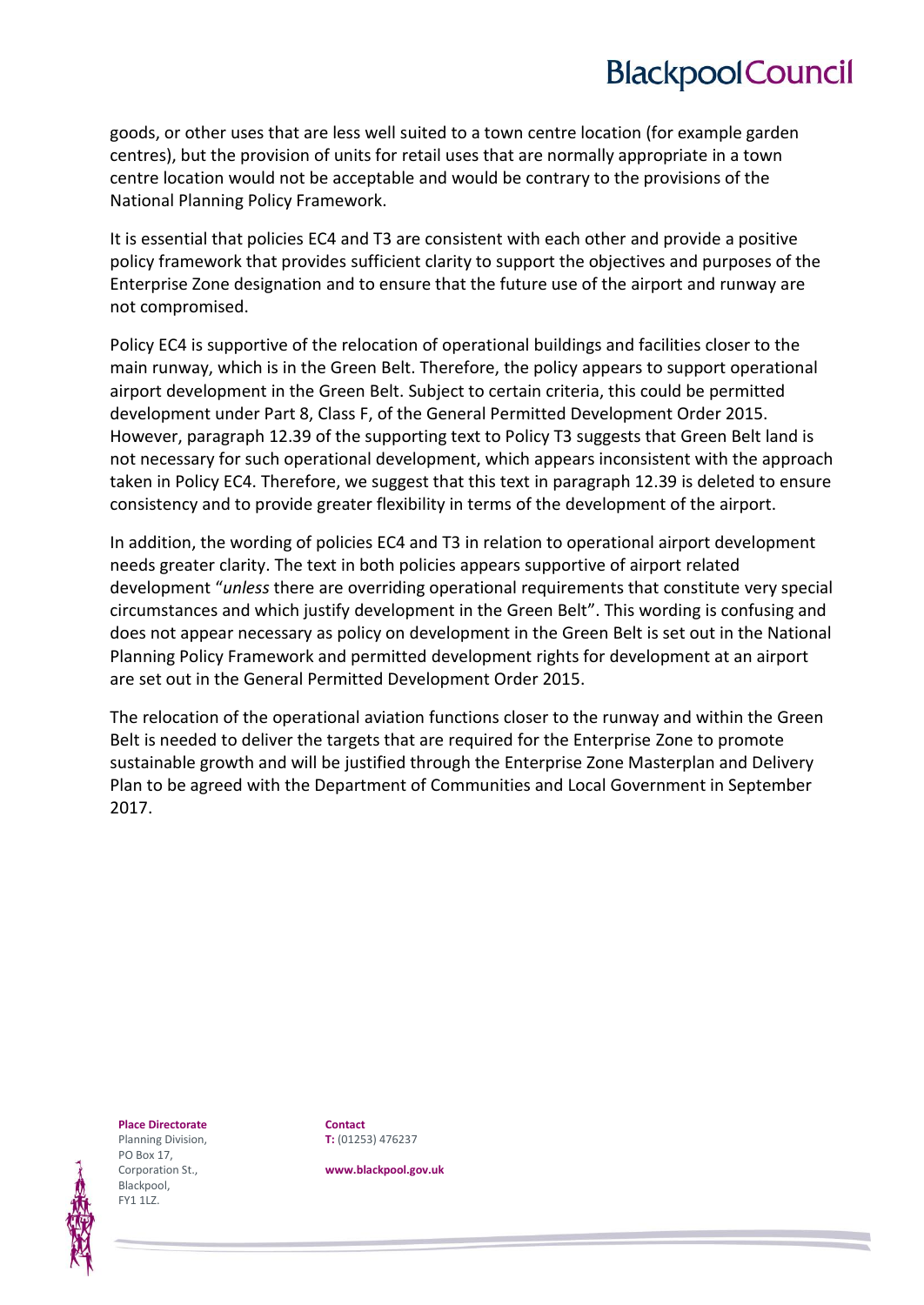goods, or other uses that are less well suited to a town centre location (for example garden centres), but the provision of units for retail uses that are normally appropriate in a town centre location would not be acceptable and would be contrary to the provisions of the National Planning Policy Framework.

It is essential that policies EC4 and T3 are consistent with each other and provide a positive policy framework that provides sufficient clarity to support the objectives and purposes of the Enterprise Zone designation and to ensure that the future use of the airport and runway are not compromised.

Policy EC4 is supportive of the relocation of operational buildings and facilities closer to the main runway, which is in the Green Belt. Therefore, the policy appears to support operational airport development in the Green Belt. Subject to certain criteria, this could be permitted development under Part 8, Class F, of the General Permitted Development Order 2015. However, paragraph 12.39 of the supporting text to Policy T3 suggests that Green Belt land is not necessary for such operational development, which appears inconsistent with the approach taken in Policy EC4. Therefore, we suggest that this text in paragraph 12.39 is deleted to ensure consistency and to provide greater flexibility in terms of the development of the airport.

In addition, the wording of policies EC4 and T3 in relation to operational airport development needs greater clarity. The text in both policies appears supportive of airport related development "*unless* there are overriding operational requirements that constitute very special circumstances and which justify development in the Green Belt". This wording is confusing and does not appear necessary as policy on development in the Green Belt is set out in the National Planning Policy Framework and permitted development rights for development at an airport are set out in the General Permitted Development Order 2015.

The relocation of the operational aviation functions closer to the runway and within the Green Belt is needed to deliver the targets that are required for the Enterprise Zone to promote sustainable growth and will be justified through the Enterprise Zone Masterplan and Delivery Plan to be agreed with the Department of Communities and Local Government in September 2017.